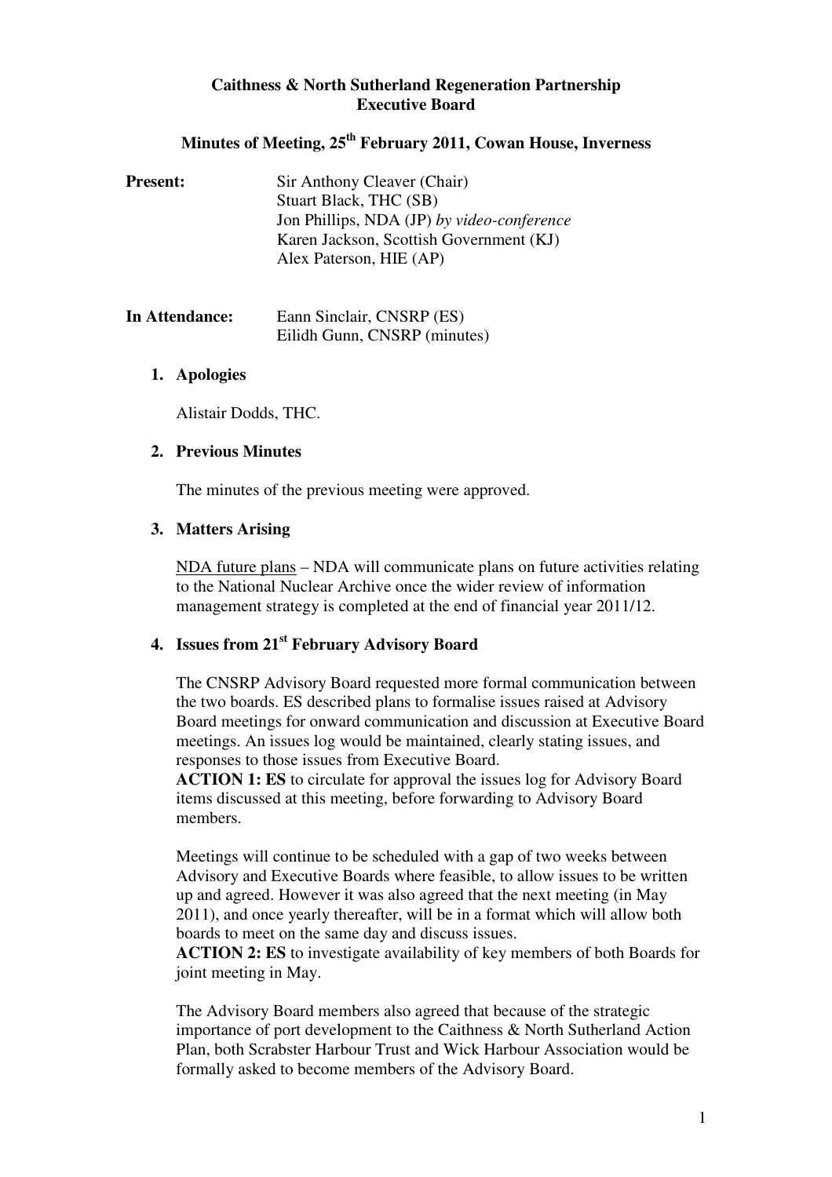**Caithness & North Sutherland Regeneration Partnership**
**Executive Board**

**Minutes of Meeting, 25th February 2011, Cowan House, Inverness**

**Present:**
Sir Anthony Cleaver (Chair)
Stuart Black, THC (SB)
Jon Phillips, NDA (JP) *by video-conference*
Karen Jackson, Scottish Government (KJ)
Alex Paterson, HIE (AP)

**In Attendance:**
Eann Sinclair, CNSRP (ES)
Eilidh Gunn, CNSRP (minutes)

1. **Apologies**

   Alistair Dodds, THC.

2. **Previous Minutes**

   The minutes of the previous meeting were approved.

3. **Matters Arising**

   NDA future plans – NDA will communicate plans on future activities relating to the National Nuclear Archive once the wider review of information management strategy is completed at the end of financial year 2011/12.

4. **Issues from 21st February Advisory Board**

   The CNSRP Advisory Board requested more formal communication between the two boards. ES described plans to formalise issues raised at Advisory Board meetings for onward communication and discussion at Executive Board meetings. An issues log would be maintained, clearly stating issues, and responses to those issues from Executive Board.
   **ACTION 1: ES** to circulate for approval the issues log for Advisory Board items discussed at this meeting, before forwarding to Advisory Board members.

   Meetings will continue to be scheduled with a gap of two weeks between Advisory and Executive Boards where feasible, to allow issues to be written up and agreed. However it was also agreed that the next meeting (in May 2011), and once yearly thereafter, will be in a format which will allow both boards to meet on the same day and discuss issues.
   **ACTION 2: ES** to investigate availability of key members of both Boards for joint meeting in May.

   The Advisory Board members also agreed that because of the strategic importance of port development to the Caithness & North Sutherland Action Plan, both Scrabster Harbour Trust and Wick Harbour Association would be formally asked to become members of the Advisory Board.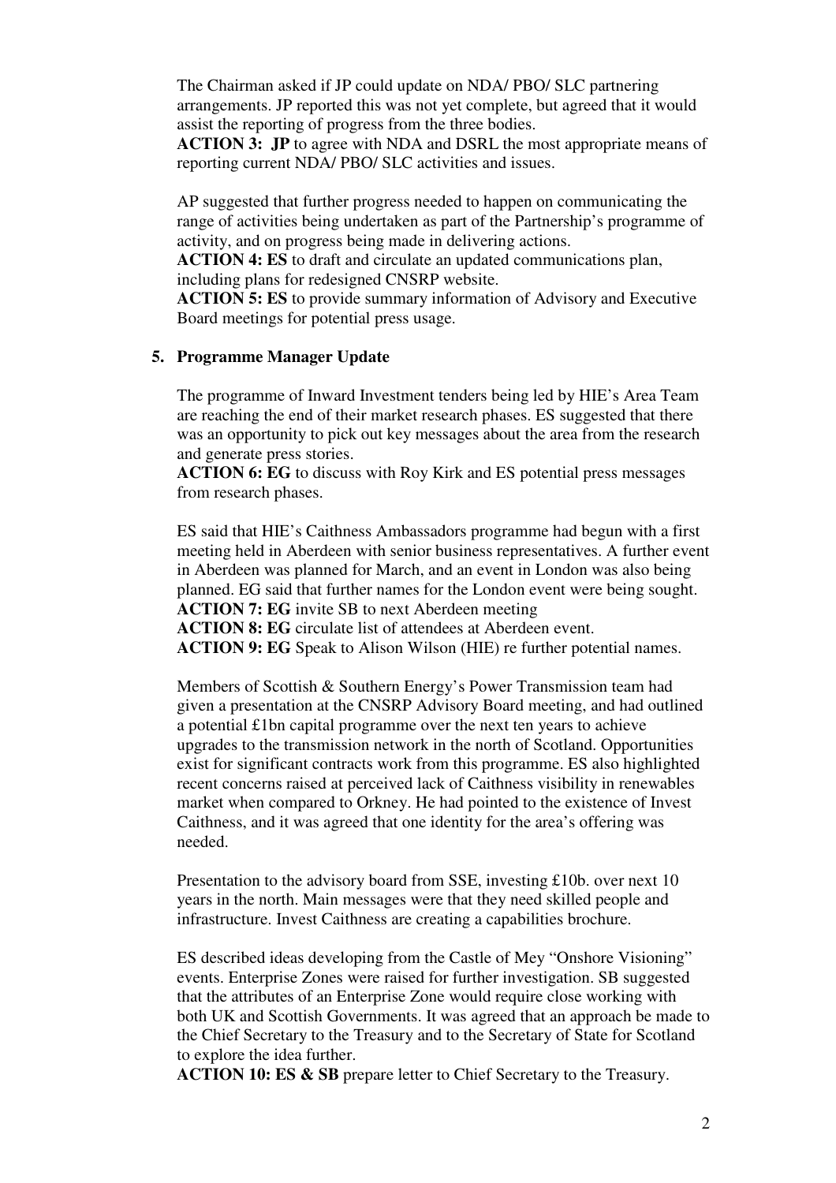The Chairman asked if JP could update on NDA/ PBO/ SLC partnering arrangements. JP reported this was not yet complete, but agreed that it would assist the reporting of progress from the three bodies.

**ACTION 3: JP** to agree with NDA and DSRL the most appropriate means of reporting current NDA/ PBO/ SLC activities and issues.

AP suggested that further progress needed to happen on communicating the range of activities being undertaken as part of the Partnership's programme of activity, and on progress being made in delivering actions.

**ACTION 4: ES** to draft and circulate an updated communications plan, including plans for redesigned CNSRP website.

**ACTION 5: ES** to provide summary information of Advisory and Executive Board meetings for potential press usage.

## 5. Programme Manager Update

The programme of Inward Investment tenders being led by HIE's Area Team are reaching the end of their market research phases. ES suggested that there was an opportunity to pick out key messages about the area from the research and generate press stories.

**ACTION 6: EG** to discuss with Roy Kirk and ES potential press messages from research phases.

ES said that HIE's Caithness Ambassadors programme had begun with a first meeting held in Aberdeen with senior business representatives. A further event in Aberdeen was planned for March, and an event in London was also being planned. EG said that further names for the London event were being sought.

**ACTION 7: EG** invite SB to next Aberdeen meeting

**ACTION 8: EG** circulate list of attendees at Aberdeen event.

**ACTION 9: EG** Speak to Alison Wilson (HIE) re further potential names.

Members of Scottish & Southern Energy's Power Transmission team had given a presentation at the CNSRP Advisory Board meeting, and had outlined a potential £1bn capital programme over the next ten years to achieve upgrades to the transmission network in the north of Scotland. Opportunities exist for significant contracts work from this programme. ES also highlighted recent concerns raised at perceived lack of Caithness visibility in renewables market when compared to Orkney. He had pointed to the existence of Invest Caithness, and it was agreed that one identity for the area's offering was needed.

Presentation to the advisory board from SSE, investing £10b. over next 10 years in the north. Main messages were that they need skilled people and infrastructure. Invest Caithness are creating a capabilities brochure.

ES described ideas developing from the Castle of Mey "Onshore Visioning" events. Enterprise Zones were raised for further investigation. SB suggested that the attributes of an Enterprise Zone would require close working with both UK and Scottish Governments. It was agreed that an approach be made to the Chief Secretary to the Treasury and to the Secretary of State for Scotland to explore the idea further.

**ACTION 10: ES & SB** prepare letter to Chief Secretary to the Treasury.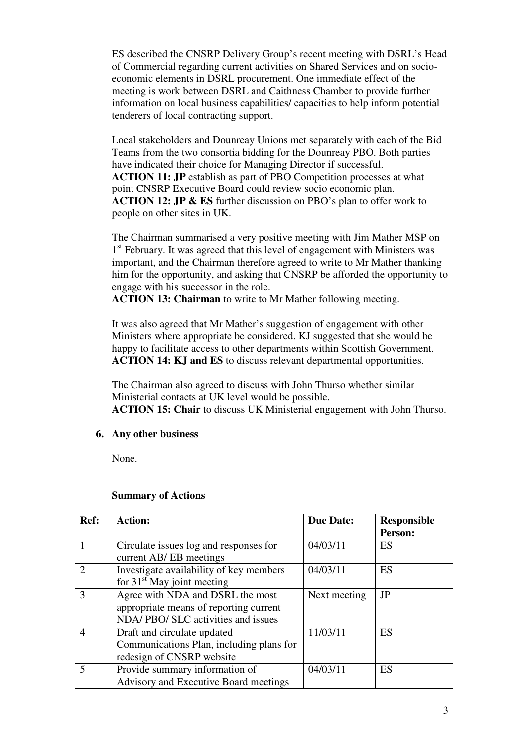ES described the CNSRP Delivery Group's recent meeting with DSRL's Head of Commercial regarding current activities on Shared Services and on socio-economic elements in DSRL procurement. One immediate effect of the meeting is work between DSRL and Caithness Chamber to provide further information on local business capabilities/ capacities to help inform potential tenderers of local contracting support.

Local stakeholders and Dounreay Unions met separately with each of the Bid Teams from the two consortia bidding for the Dounreay PBO. Both parties have indicated their choice for Managing Director if successful.
**ACTION 11: JP** establish as part of PBO Competition processes at what point CNSRP Executive Board could review socio economic plan.
**ACTION 12: JP & ES** further discussion on PBO's plan to offer work to people on other sites in UK.

The Chairman summarised a very positive meeting with Jim Mather MSP on 1st February. It was agreed that this level of engagement with Ministers was important, and the Chairman therefore agreed to write to Mr Mather thanking him for the opportunity, and asking that CNSRP be afforded the opportunity to engage with his successor in the role.
**ACTION 13: Chairman** to write to Mr Mather following meeting.

It was also agreed that Mr Mather's suggestion of engagement with other Ministers where appropriate be considered. KJ suggested that she would be happy to facilitate access to other departments within Scottish Government.
**ACTION 14: KJ and ES** to discuss relevant departmental opportunities.

The Chairman also agreed to discuss with John Thurso whether similar Ministerial contacts at UK level would be possible.
**ACTION 15: Chair** to discuss UK Ministerial engagement with John Thurso.

## 6. Any other business

None.

### Summary of Actions

| Ref: | Action: | Due Date: | Responsible Person: |
|---|---|---|---|
| 1 | Circulate issues log and responses for current AB/ EB meetings | 04/03/11 | ES |
| 2 | Investigate availability of key members for 31st May joint meeting | 04/03/11 | ES |
| 3 | Agree with NDA and DSRL the most appropriate means of reporting current NDA/ PBO/ SLC activities and issues | Next meeting | JP |
| 4 | Draft and circulate updated Communications Plan, including plans for redesign of CNSRP website | 11/03/11 | ES |
| 5 | Provide summary information of Advisory and Executive Board meetings | 04/03/11 | ES |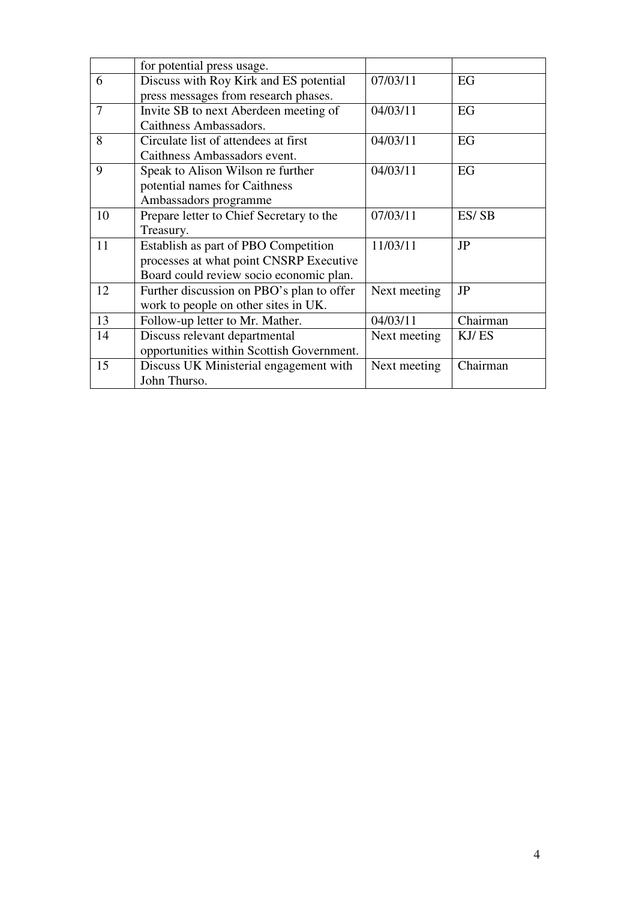| | | | |
|---|---|---|---|
| | for potential press usage. | | |
| 6 | Discuss with Roy Kirk and ES potential press messages from research phases. | 07/03/11 | EG |
| 7 | Invite SB to next Aberdeen meeting of Caithness Ambassadors. | 04/03/11 | EG |
| 8 | Circulate list of attendees at first Caithness Ambassadors event. | 04/03/11 | EG |
| 9 | Speak to Alison Wilson re further potential names for Caithness Ambassadors programme | 04/03/11 | EG |
| 10 | Prepare letter to Chief Secretary to the Treasury. | 07/03/11 | ES/ SB |
| 11 | Establish as part of PBO Competition processes at what point CNSRP Executive Board could review socio economic plan. | 11/03/11 | JP |
| 12 | Further discussion on PBO's plan to offer work to people on other sites in UK. | Next meeting | JP |
| 13 | Follow-up letter to Mr. Mather. | 04/03/11 | Chairman |
| 14 | Discuss relevant departmental opportunities within Scottish Government. | Next meeting | KJ/ ES |
| 15 | Discuss UK Ministerial engagement with John Thurso. | Next meeting | Chairman |